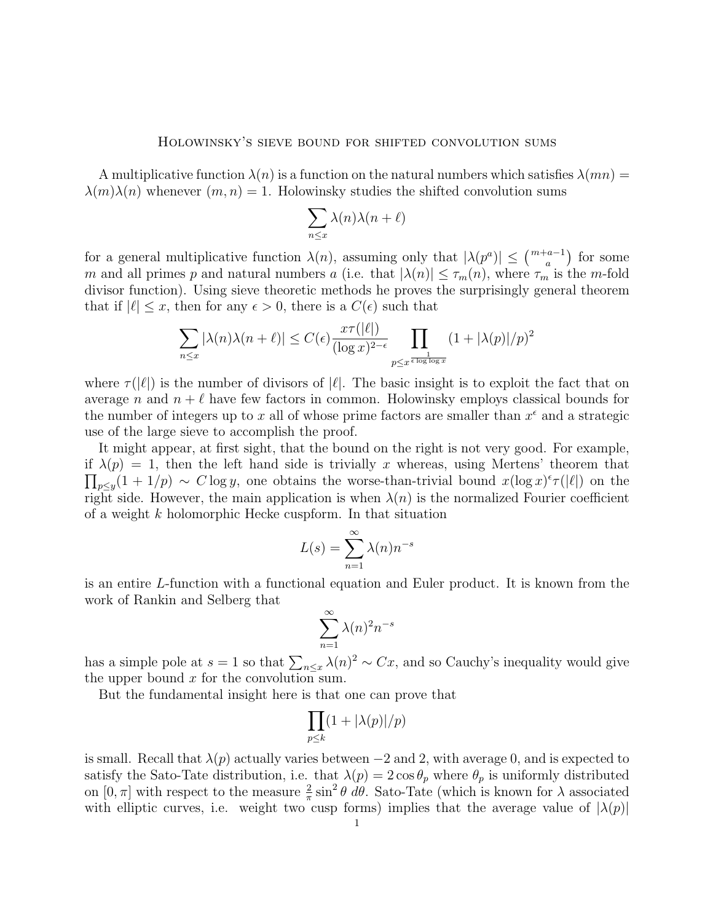# Holowinsky's sieve bound for shifted convolution sums

A multiplicative function $\lambda(n)$ is a function on the natural numbers which satisfies $\lambda(mn) = \lambda(m)\lambda(n)$ whenever $(m,n) = 1$. Holowinsky studies the shifted convolution sums

$$\sum_{n \le x} \lambda(n)\lambda(n+\ell)$$

for a general multiplicative function $\lambda(n)$, assuming only that $|\lambda(p^a)| \le \binom{m+a-1}{a}$ for some $m$ and all primes $p$ and natural numbers $a$ (i.e. that $|\lambda(n)| \le \tau_m(n)$, where $\tau_m$ is the $m$-fold divisor function). Using sieve theoretic methods he proves the surprisingly general theorem that if $|\ell| \le x$, then for any $\epsilon > 0$, there is a $C(\epsilon)$ such that

$$\sum_{n \le x} |\lambda(n)\lambda(n+\ell)| \le C(\epsilon)\frac{x\tau(|\ell|)}{(\log x)^{2-\epsilon}} \prod_{p \le x^{\frac{1}{\epsilon \log\log x}}} (1 + |\lambda(p)|/p)^2$$

where $\tau(|\ell|)$ is the number of divisors of $|\ell|$. The basic insight is to exploit the fact that on average $n$ and $n+\ell$ have few factors in common. Holowinsky employs classical bounds for the number of integers up to $x$ all of whose prime factors are smaller than $x^\epsilon$ and a strategic use of the large sieve to accomplish the proof.

It might appear, at first sight, that the bound on the right is not very good. For example, if $\lambda(p) = 1$, then the left hand side is trivially $x$ whereas, using Mertens' theorem that $\prod_{p \le y}(1 + 1/p) \sim C \log y$, one obtains the worse-than-trivial bound $x(\log x)^\epsilon \tau(|\ell|)$ on the right side. However, the main application is when $\lambda(n)$ is the normalized Fourier coefficient of a weight $k$ holomorphic Hecke cuspform. In that situation

$$L(s) = \sum_{n=1}^{\infty} \lambda(n) n^{-s}$$

is an entire $L$-function with a functional equation and Euler product. It is known from the work of Rankin and Selberg that

$$\sum_{n=1}^{\infty} \lambda(n)^2 n^{-s}$$

has a simple pole at $s = 1$ so that $\sum_{n \le x} \lambda(n)^2 \sim Cx$, and so Cauchy's inequality would give the upper bound $x$ for the convolution sum.

But the fundamental insight here is that one can prove that

$$\prod_{p \le k} (1 + |\lambda(p)|/p)$$

is small. Recall that $\lambda(p)$ actually varies between $-2$ and $2$, with average $0$, and is expected to satisfy the Sato-Tate distribution, i.e. that $\lambda(p) = 2\cos\theta_p$ where $\theta_p$ is uniformly distributed on $[0, \pi]$ with respect to the measure $\frac{2}{\pi}\sin^2\theta \, d\theta$. Sato-Tate (which is known for $\lambda$ associated with elliptic curves, i.e. weight two cusp forms) implies that the average value of $|\lambda(p)|$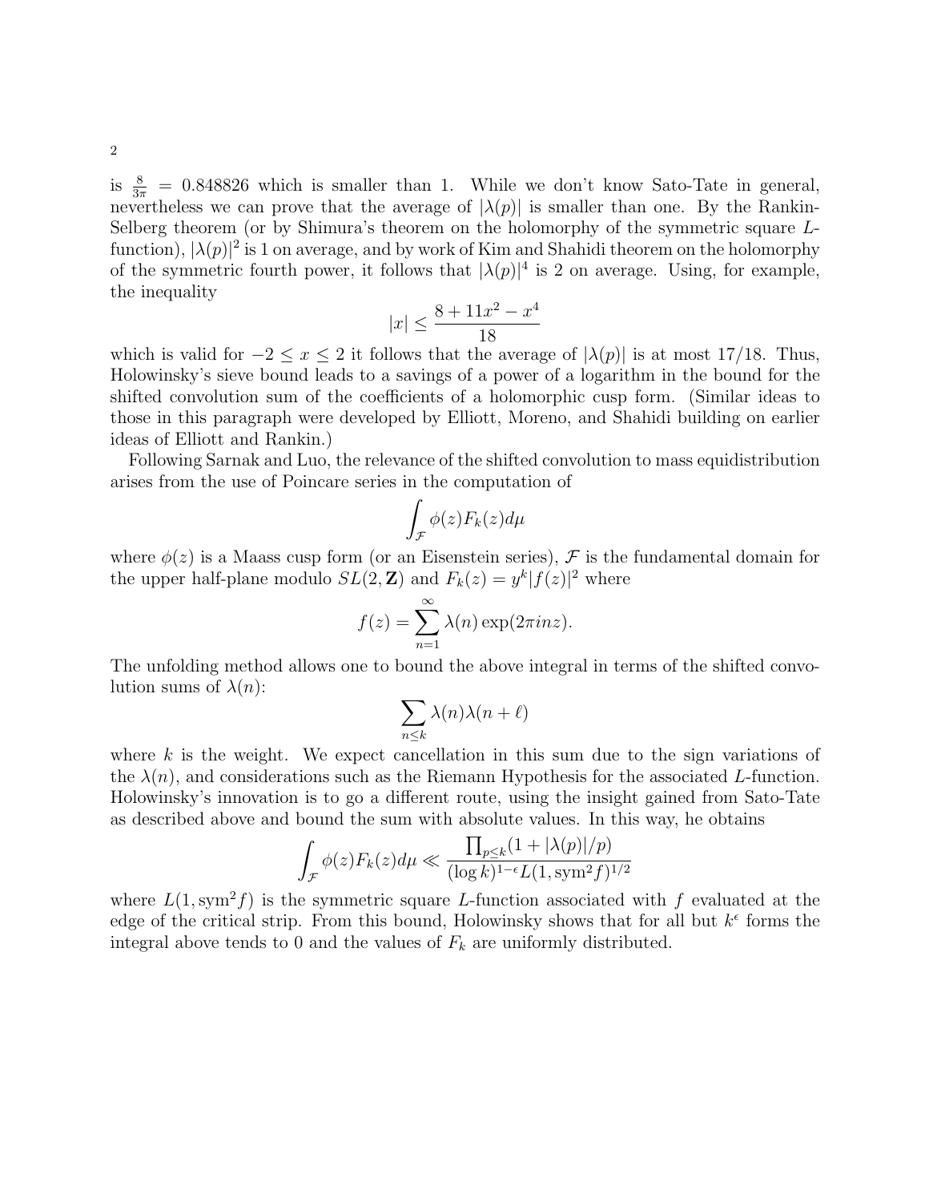is $\frac{8}{3\pi} = 0.848826$ which is smaller than 1. While we don't know Sato-Tate in general, nevertheless we can prove that the average of $|\lambda(p)|$ is smaller than one. By the Rankin-Selberg theorem (or by Shimura's theorem on the holomorphy of the symmetric square $L$-function), $|\lambda(p)|^2$ is 1 on average, and by work of Kim and Shahidi theorem on the holomorphy of the symmetric fourth power, it follows that $|\lambda(p)|^4$ is 2 on average. Using, for example, the inequality

$$|x| \leq \frac{8 + 11x^2 - x^4}{18}$$

which is valid for $-2 \leq x \leq 2$ it follows that the average of $|\lambda(p)|$ is at most 17/18. Thus, Holowinsky's sieve bound leads to a savings of a power of a logarithm in the bound for the shifted convolution sum of the coefficients of a holomorphic cusp form. (Similar ideas to those in this paragraph were developed by Elliott, Moreno, and Shahidi building on earlier ideas of Elliott and Rankin.)

Following Sarnak and Luo, the relevance of the shifted convolution to mass equidistribution arises from the use of Poincare series in the computation of

$$\int_{\mathcal{F}} \phi(z) F_k(z) d\mu$$

where $\phi(z)$ is a Maass cusp form (or an Eisenstein series), $\mathcal{F}$ is the fundamental domain for the upper half-plane modulo $SL(2, \mathbf{Z})$ and $F_k(z) = y^k |f(z)|^2$ where

$$f(z) = \sum_{n=1}^{\infty} \lambda(n) \exp(2\pi i n z).$$

The unfolding method allows one to bound the above integral in terms of the shifted convolution sums of $\lambda(n)$:

$$\sum_{n \leq k} \lambda(n) \lambda(n + \ell)$$

where $k$ is the weight. We expect cancellation in this sum due to the sign variations of the $\lambda(n)$, and considerations such as the Riemann Hypothesis for the associated $L$-function. Holowinsky's innovation is to go a different route, using the insight gained from Sato-Tate as described above and bound the sum with absolute values. In this way, he obtains

$$\int_{\mathcal{F}} \phi(z) F_k(z) d\mu \ll \frac{\prod_{p \leq k} (1 + |\lambda(p)|/p)}{(\log k)^{1-\epsilon} L(1, \mathrm{sym}^2 f)^{1/2}}$$

where $L(1, \mathrm{sym}^2 f)$ is the symmetric square $L$-function associated with $f$ evaluated at the edge of the critical strip. From this bound, Holowinsky shows that for all but $k^{\epsilon}$ forms the integral above tends to 0 and the values of $F_k$ are uniformly distributed.